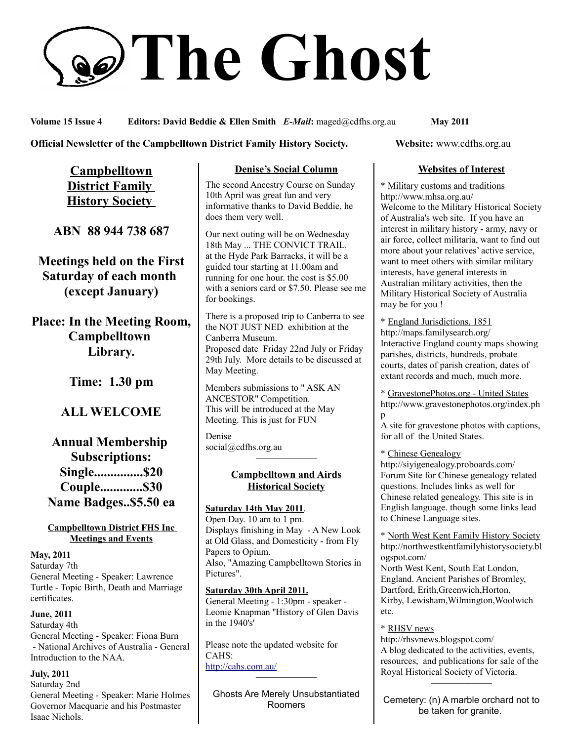# The Ghost

**Volume 15 Issue 4** **Editors: David Beddie & Ellen Smith** ***E-Mail*:** maged@cdfhs.org.au **May 2011**

**Official Newsletter of the Campbelltown District Family History Society.** **Website:** www.cdfhs.org.au

## Campbelltown District Family History Society

**ABN 88 944 738 687**

**Meetings held on the First Saturday of each month (except January)**

**Place: In the Meeting Room, Campbelltown Library.**

**Time: 1.30 pm**

**ALL WELCOME**

**Annual Membership Subscriptions:**
**Single...............$20**
**Couple.............$30**
**Name Badges..$5.50 ea**

### Campbelltown District FHS Inc Meetings and Events

**May, 2011**
Saturday 7th
General Meeting - Speaker: Lawrence Turtle - Topic Birth, Death and Marriage certificates.

**June, 2011**
Saturday 4th
General Meeting - Speaker: Fiona Burn - National Archives of Australia - General Introduction to the NAA.

**July, 2011**
Saturday 2nd
General Meeting - Speaker: Marie Holmes Governor Macquarie and his Postmaster Isaac Nichols.

### Denise's Social Column

The second Ancestry Course on Sunday 10th April was great fun and very informative thanks to David Beddie, he does them very well.

Our next outing will be on Wednesday 18th May ... THE CONVICT TRAIL. at the Hyde Park Barracks, it will be a guided tour starting at 11.00am and running for one hour. the cost is $5.00 with a seniors card or $7.50. Please see me for bookings.

There is a proposed trip to Canberra to see the NOT JUST NED exhibition at the Canberra Museum.
Proposed date Friday 22nd July or Friday 29th July. More details to be discussed at May Meeting.

Members submissions to " ASK AN ANCESTOR" Competition.
This will be introduced at the May Meeting. This is just for FUN

Denise
social@cdfhs.org.au

### Campbelltown and Airds Historical Society

**Saturday 14th May 2011**.
Open Day. 10 am to 1 pm.
Displays finishing in May - A New Look at Old Glass, and Domesticity - from Fly Papers to Opium.
Also, "Amazing Campbelltown Stories in Pictures".

**Saturday 30th April 2011.**
General Meeting - 1:30pm - speaker - Leonie Knapman "History of Glen Davis in the 1940's'

Please note the updated website for CAHS:
http://cahs.com.au/

Ghosts Are Merely Unsubstantiated Roomers

### Websites of Interest

\* Military customs and traditions
http://www.mhsa.org.au/
Welcome to the Military Historical Society of Australia's web site. If you have an interest in military history - army, navy or air force, collect militaria, want to find out more about your relatives' active service, want to meet others with similar military interests, have general interests in Australian military activities, then the Military Historical Society of Australia may be for you !

\* England Jurisdictions, 1851
http://maps.familysearch.org/
Interactive England county maps showing parishes, districts, hundreds, probate courts, dates of parish creation, dates of extant records and much, much more.

\* GravestonePhotos.org - United States
http://www.gravestonephotos.org/index.php
A site for gravestone photos with captions, for all of the United States.

\* Chinese Genealogy
http://siyigenealogy.proboards.com/
Forum Site for Chinese genealogy related questions. Includes links as well for Chinese related genealogy. This site is in English language. though some links lead to Chinese Language sites.

\* North West Kent Family History Society
http://northwestkentfamilyhistorysociety.blogspot.com/
North West Kent, South Eat London, England. Ancient Parishes of Bromley, Dartford, Erith,Greenwich,Horton, Kirby, Lewisham,Wilmington,Woolwich etc.

\* RHSV news
http://rhsvnews.blogspot.com/
A blog dedicated to the activities, events, resources, and publications for sale of the Royal Historical Society of Victoria.

Cemetery: (n) A marble orchard not to be taken for granite.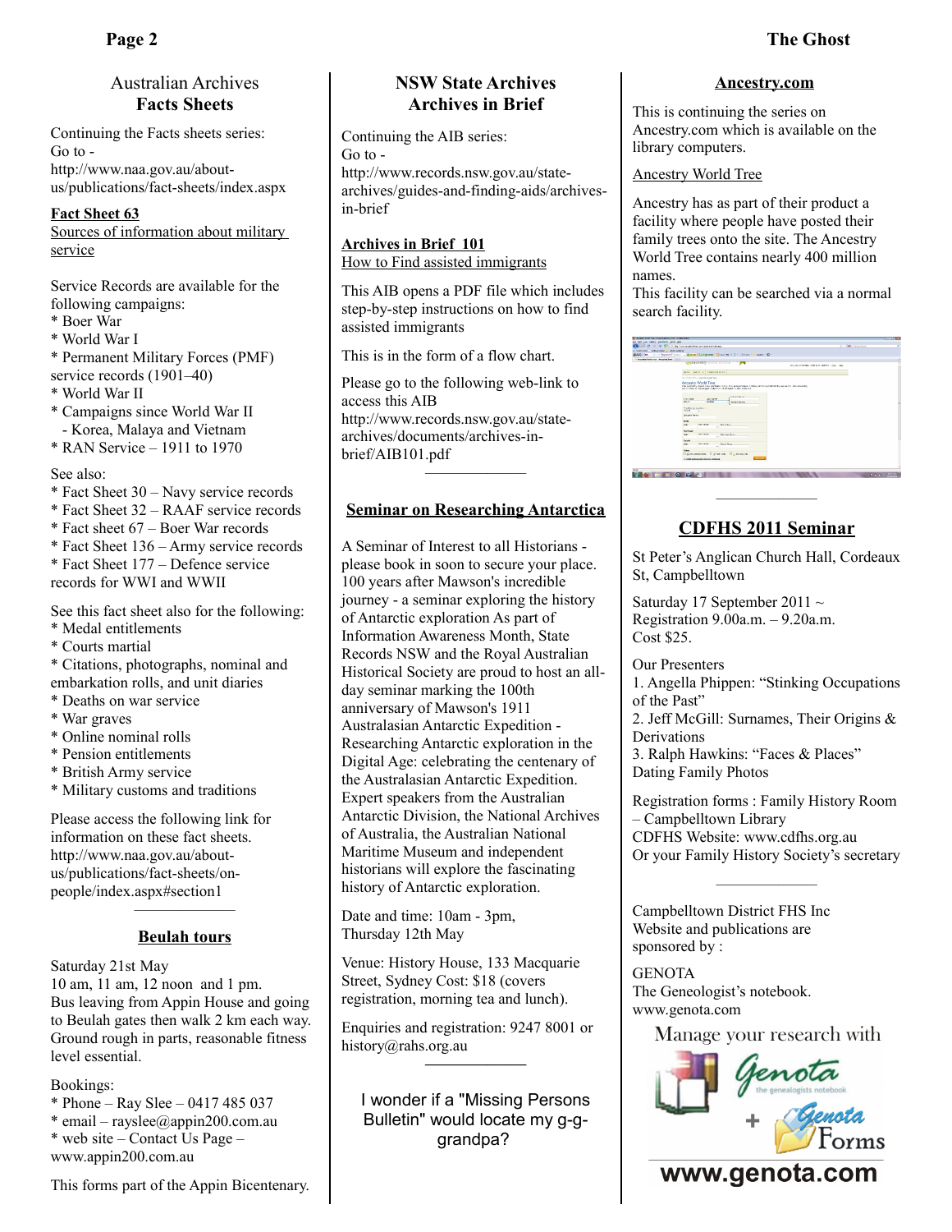## Australian Archives
## Facts Sheets

Continuing the Facts sheets series:
Go to -
http://www.naa.gov.au/about-us/publications/fact-sheets/index.aspx

**Fact Sheet 63**
Sources of information about military service

Service Records are available for the following campaigns:
* Boer War
* World War I
* Permanent Military Forces (PMF) service records (1901–40)
* World War II
* Campaigns since World War II
  - Korea, Malaya and Vietnam
* RAN Service – 1911 to 1970

See also:
* Fact Sheet 30 – Navy service records
* Fact Sheet 32 – RAAF service records
* Fact sheet 67 – Boer War records
* Fact Sheet 136 – Army service records
* Fact Sheet 177 – Defence service records for WWI and WWII

See this fact sheet also for the following:
* Medal entitlements
* Courts martial
* Citations, photographs, nominal and embarkation rolls, and unit diaries
* Deaths on war service
* War graves
* Online nominal rolls
* Pension entitlements
* British Army service
* Military customs and traditions

Please access the following link for information on these fact sheets.
http://www.naa.gov.au/about-us/publications/fact-sheets/on-people/index.aspx#section1

## Beulah tours

Saturday 21st May
10 am, 11 am, 12 noon and 1 pm.
Bus leaving from Appin House and going to Beulah gates then walk 2 km each way. Ground rough in parts, reasonable fitness level essential.

Bookings:
* Phone – Ray Slee – 0417 485 037
* email – rayslee@appin200.com.au
* web site – Contact Us Page – www.appin200.com.au

This forms part of the Appin Bicentenary.

## NSW State Archives
## Archives in Brief

Continuing the AIB series:
Go to -
http://www.records.nsw.gov.au/state-archives/guides-and-finding-aids/archives-in-brief

**Archives in Brief 101**
How to Find assisted immigrants

This AIB opens a PDF file which includes step-by-step instructions on how to find assisted immigrants

This is in the form of a flow chart.

Please go to the following web-link to access this AIB
http://www.records.nsw.gov.au/state-archives/documents/archives-in-brief/AIB101.pdf

## Seminar on Researching Antarctica

A Seminar of Interest to all Historians - please book in soon to secure your place. 100 years after Mawson's incredible journey - a seminar exploring the history of Antarctic exploration As part of Information Awareness Month, State Records NSW and the Royal Australian Historical Society are proud to host an all-day seminar marking the 100th anniversary of Mawson's 1911 Australasian Antarctic Expedition - Researching Antarctic exploration in the Digital Age: celebrating the centenary of the Australasian Antarctic Expedition. Expert speakers from the Australian Antarctic Division, the National Archives of Australia, the Australian National Maritime Museum and independent historians will explore the fascinating history of Antarctic exploration.

Date and time: 10am - 3pm, Thursday 12th May

Venue: History House, 133 Macquarie Street, Sydney Cost: $18 (covers registration, morning tea and lunch).

Enquiries and registration: 9247 8001 or history@rahs.org.au

I wonder if a "Missing Persons Bulletin" would locate my g-g-grandpa?

## Ancestry.com

This is continuing the series on Ancestry.com which is available on the library computers.

Ancestry World Tree

Ancestry has as part of their product a facility where people have posted their family trees onto the site. The Ancestry World Tree contains nearly 400 million names.
This facility can be searched via a normal search facility.

## CDFHS 2011 Seminar

St Peter's Anglican Church Hall, Cordeaux St, Campbelltown

Saturday 17 September 2011 ~
Registration 9.00a.m. – 9.20a.m.
Cost $25.

Our Presenters
1. Angella Phippen: "Stinking Occupations of the Past"
2. Jeff McGill: Surnames, Their Origins & Derivations
3. Ralph Hawkins: "Faces & Places" Dating Family Photos

Registration forms : Family History Room – Campbelltown Library
CDFHS Website: www.cdfhs.org.au
Or your Family History Society's secretary

Campbelltown District FHS Inc
Website and publications are sponsored by :

GENOTA
The Geneologist's notebook.
www.genota.com

Manage your research with
Genota the genealogists notebook
+ Genota Forms
www.genota.com